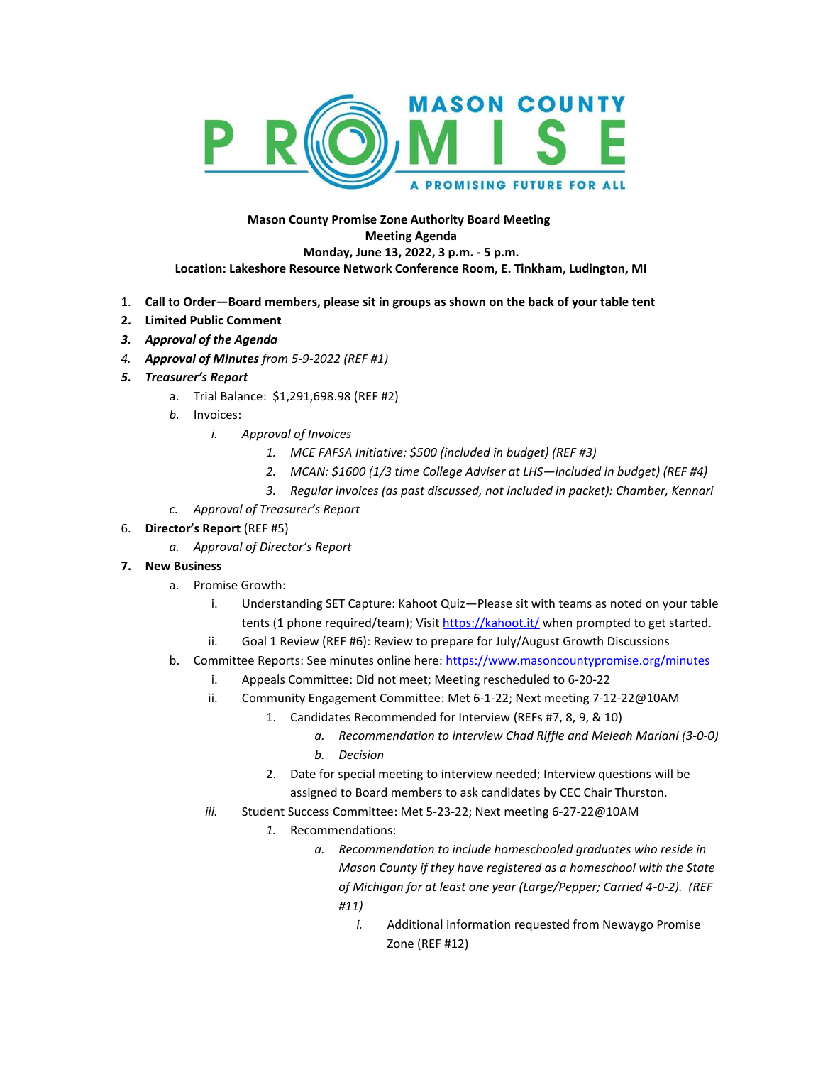**Mason County Promise Zone Authority Board Meeting**
**Meeting Agenda**
**Monday, June 13, 2022, 3 p.m. - 5 p.m.**
**Location: Lakeshore Resource Network Conference Room, E. Tinkham, Ludington, MI**

1. **Call to Order—Board members, please sit in groups as shown on the back of your table tent**
2. **Limited Public Comment**
3. ***Approval of the Agenda***
4. ***Approval of Minutes*** *from 5-9-2022 (REF #1)*
5. ***Treasurer's Report***
    a. Trial Balance: $1,291,698.98 (REF #2)
    b. Invoices:
        i. *Approval of Invoices*
            1. *MCE FAFSA Initiative: $500 (included in budget) (REF #3)*
            2. *MCAN: $1600 (1/3 time College Adviser at LHS—included in budget) (REF #4)*
            3. *Regular invoices (as past discussed, not included in packet): Chamber, Kennari*
    c. *Approval of Treasurer's Report*
6. **Director's Report** (REF #5)
    a. *Approval of Director's Report*
7. **New Business**
    a. Promise Growth:
        i. Understanding SET Capture: Kahoot Quiz—Please sit with teams as noted on your table tents (1 phone required/team); Visit https://kahoot.it/ when prompted to get started.
        ii. Goal 1 Review (REF #6): Review to prepare for July/August Growth Discussions
    b. Committee Reports: See minutes online here: https://www.masoncountypromise.org/minutes
        i. Appeals Committee: Did not meet; Meeting rescheduled to 6-20-22
        ii. Community Engagement Committee: Met 6-1-22; Next meeting 7-12-22@10AM
            1. Candidates Recommended for Interview (REFs #7, 8, 9, & 10)
                a. *Recommendation to interview Chad Riffle and Meleah Mariani (3-0-0)*
                b. *Decision*
            2. Date for special meeting to interview needed; Interview questions will be assigned to Board members to ask candidates by CEC Chair Thurston.
        iii. Student Success Committee: Met 5-23-22; Next meeting 6-27-22@10AM
            1. Recommendations:
                a. *Recommendation to include homeschooled graduates who reside in Mason County if they have registered as a homeschool with the State of Michigan for at least one year (Large/Pepper; Carried 4-0-2). (REF #11)*
                    i. Additional information requested from Newaygo Promise Zone (REF #12)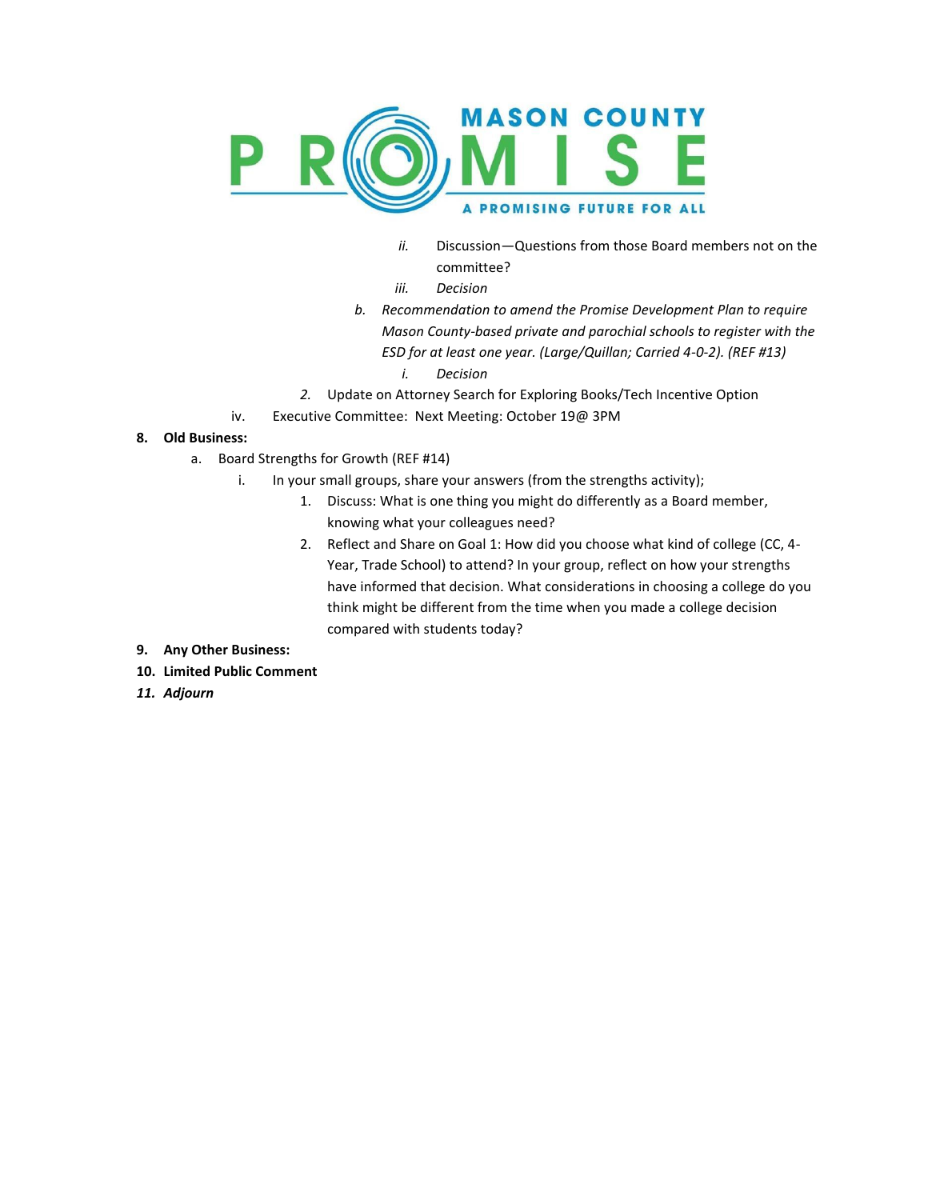*ii.* Discussion—Questions from those Board members not on the committee?

*iii.* *Decision*

*b.* *Recommendation to amend the Promise Development Plan to require Mason County-based private and parochial schools to register with the ESD for at least one year. (Large/Quillan; Carried 4-0-2). (REF #13)*

*i.* *Decision*

*2.* Update on Attorney Search for Exploring Books/Tech Incentive Option

iv. Executive Committee: Next Meeting: October 19@ 3PM

**8. Old Business:**

a. Board Strengths for Growth (REF #14)

i. In your small groups, share your answers (from the strengths activity);

1. Discuss: What is one thing you might do differently as a Board member, knowing what your colleagues need?
2. Reflect and Share on Goal 1: How did you choose what kind of college (CC, 4-Year, Trade School) to attend? In your group, reflect on how your strengths have informed that decision. What considerations in choosing a college do you think might be different from the time when you made a college decision compared with students today?

**9. Any Other Business:**

**10. Limited Public Comment**

***11. Adjourn***